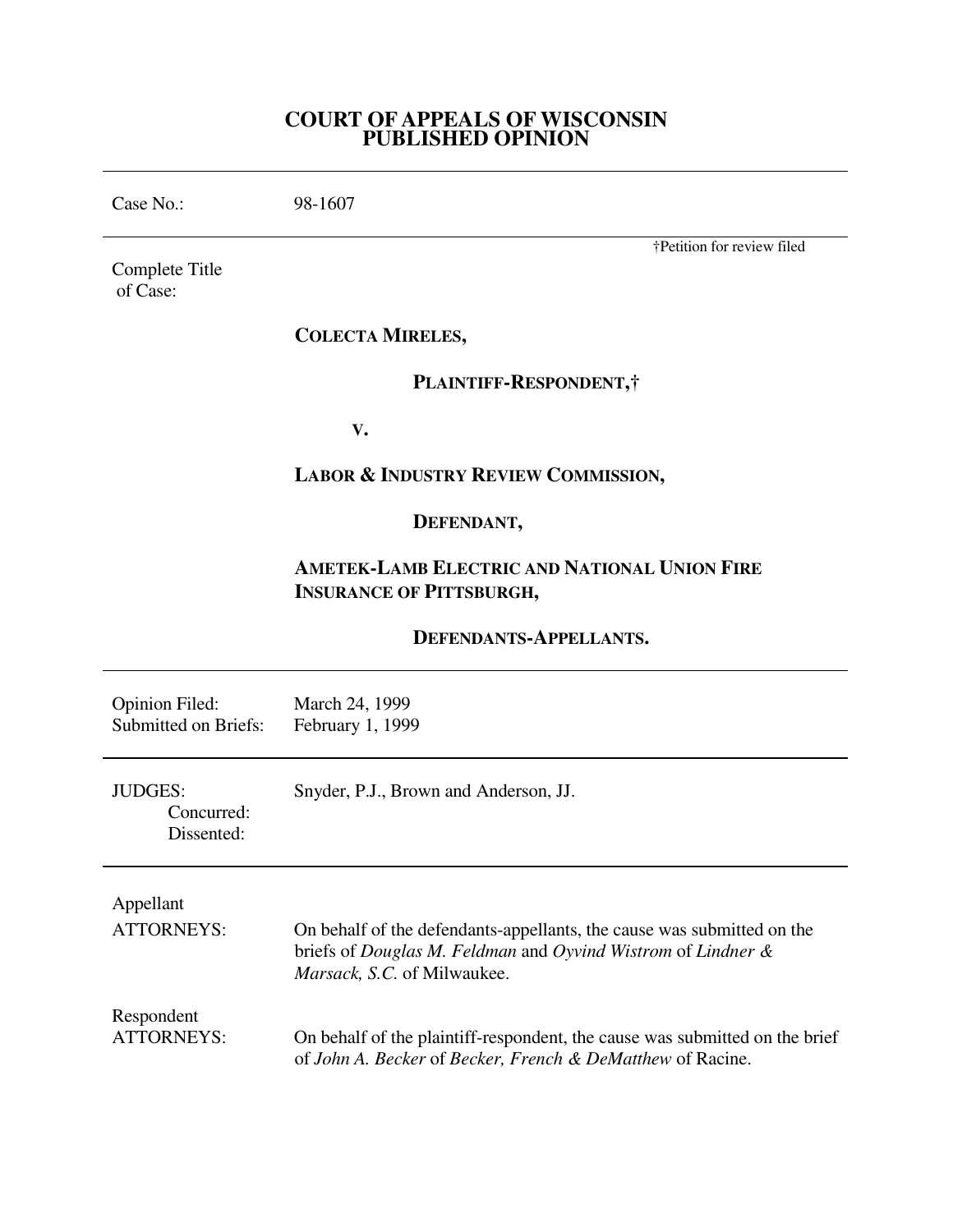# COURT OF APPEALS OF WISCONSIN PUBLISHED OPINION

| | |
|---|---|
| Case No.: | 98-1607 |

†Petition for review filed

Complete Title of Case:

**COLECTA MIRELES,**

**PLAINTIFF-RESPONDENT,†**

**V.**

**LABOR & INDUSTRY REVIEW COMMISSION,**

**DEFENDANT,**

**AMETEK-LAMB ELECTRIC AND NATIONAL UNION FIRE INSURANCE OF PITTSBURGH,**

**DEFENDANTS-APPELLANTS.**

| | |
|---|---|
| Opinion Filed: | March 24, 1999 |
| Submitted on Briefs: | February 1, 1999 |

| | |
|---|---|
| JUDGES: | Snyder, P.J., Brown and Anderson, JJ. |
| Concurred: | |
| Dissented: | |

| | |
|---|---|
| Appellant ATTORNEYS: | On behalf of the defendants-appellants, the cause was submitted on the briefs of *Douglas M. Feldman* and *Oyvind Wistrom* of *Lindner & Marsack, S.C.* of Milwaukee. |
| Respondent ATTORNEYS: | On behalf of the plaintiff-respondent, the cause was submitted on the brief of *John A. Becker* of *Becker, French & DeMatthew* of Racine. |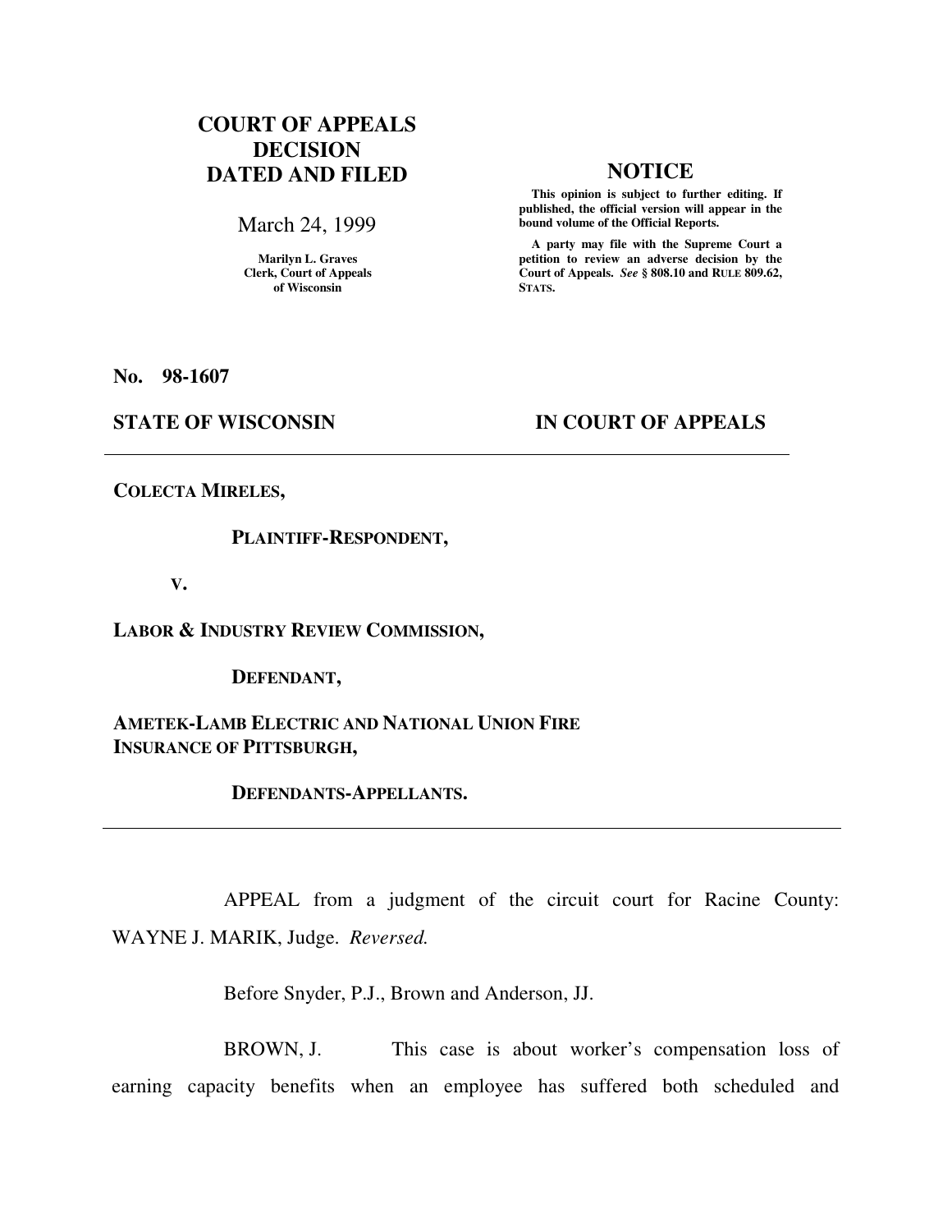**COURT OF APPEALS DECISION DATED AND FILED**

March 24, 1999

**Marilyn L. Graves**
**Clerk, Court of Appeals of Wisconsin**

**NOTICE**

**This opinion is subject to further editing. If published, the official version will appear in the bound volume of the Official Reports.**

**A party may file with the Supreme Court a petition to review an adverse decision by the Court of Appeals.** ***See*** **§ 808.10 and RULE 809.62, STATS.**

**No. 98-1607**

**STATE OF WISCONSIN IN COURT OF APPEALS**

---

**COLECTA MIRELES,**

**PLAINTIFF-RESPONDENT,**

**V.**

**LABOR & INDUSTRY REVIEW COMMISSION,**

**DEFENDANT,**

**AMETEK-LAMB ELECTRIC AND NATIONAL UNION FIRE INSURANCE OF PITTSBURGH,**

**DEFENDANTS-APPELLANTS.**

---

APPEAL from a judgment of the circuit court for Racine County: WAYNE J. MARIK, Judge. *Reversed.*

Before Snyder, P.J., Brown and Anderson, JJ.

BROWN, J. This case is about worker's compensation loss of earning capacity benefits when an employee has suffered both scheduled and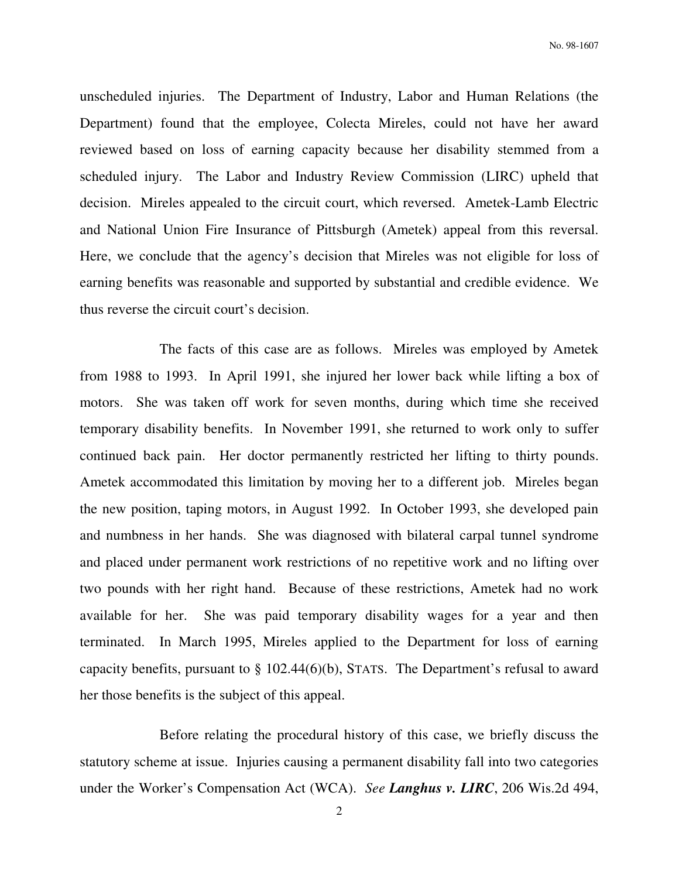unscheduled injuries. The Department of Industry, Labor and Human Relations (the Department) found that the employee, Colecta Mireles, could not have her award reviewed based on loss of earning capacity because her disability stemmed from a scheduled injury. The Labor and Industry Review Commission (LIRC) upheld that decision. Mireles appealed to the circuit court, which reversed. Ametek-Lamb Electric and National Union Fire Insurance of Pittsburgh (Ametek) appeal from this reversal. Here, we conclude that the agency's decision that Mireles was not eligible for loss of earning benefits was reasonable and supported by substantial and credible evidence. We thus reverse the circuit court's decision.

The facts of this case are as follows. Mireles was employed by Ametek from 1988 to 1993. In April 1991, she injured her lower back while lifting a box of motors. She was taken off work for seven months, during which time she received temporary disability benefits. In November 1991, she returned to work only to suffer continued back pain. Her doctor permanently restricted her lifting to thirty pounds. Ametek accommodated this limitation by moving her to a different job. Mireles began the new position, taping motors, in August 1992. In October 1993, she developed pain and numbness in her hands. She was diagnosed with bilateral carpal tunnel syndrome and placed under permanent work restrictions of no repetitive work and no lifting over two pounds with her right hand. Because of these restrictions, Ametek had no work available for her. She was paid temporary disability wages for a year and then terminated. In March 1995, Mireles applied to the Department for loss of earning capacity benefits, pursuant to § 102.44(6)(b), STATS. The Department's refusal to award her those benefits is the subject of this appeal.

Before relating the procedural history of this case, we briefly discuss the statutory scheme at issue. Injuries causing a permanent disability fall into two categories under the Worker's Compensation Act (WCA). *See **Langhus v. LIRC***, 206 Wis.2d 494,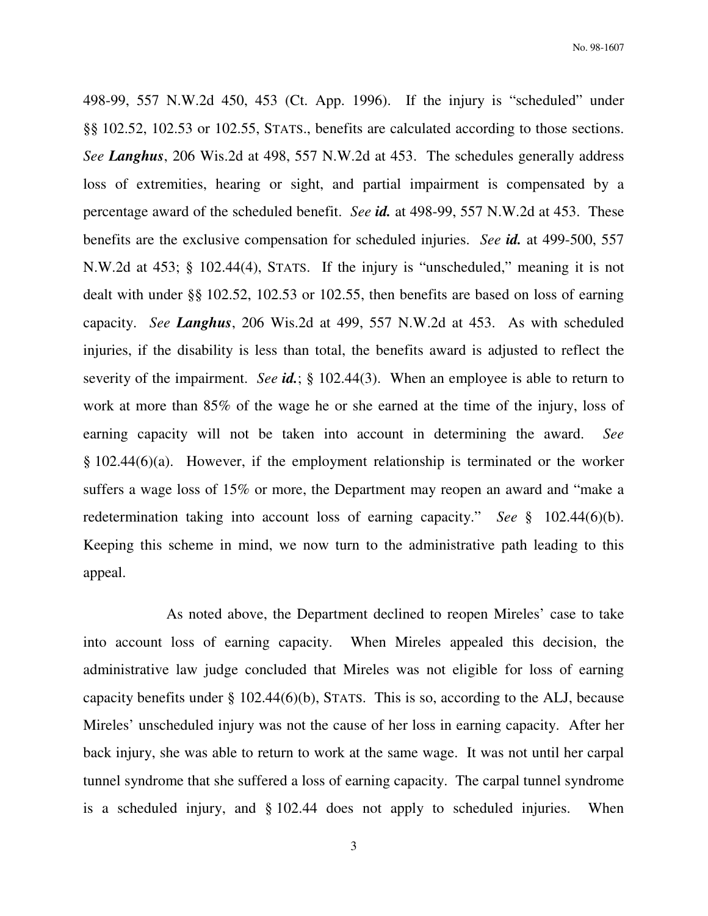498-99, 557 N.W.2d 450, 453 (Ct. App. 1996). If the injury is "scheduled" under §§ 102.52, 102.53 or 102.55, STATS., benefits are calculated according to those sections. *See* ***Langhus***, 206 Wis.2d at 498, 557 N.W.2d at 453. The schedules generally address loss of extremities, hearing or sight, and partial impairment is compensated by a percentage award of the scheduled benefit. *See* ***id.*** at 498-99, 557 N.W.2d at 453. These benefits are the exclusive compensation for scheduled injuries. *See* ***id.*** at 499-500, 557 N.W.2d at 453; § 102.44(4), STATS. If the injury is "unscheduled," meaning it is not dealt with under §§ 102.52, 102.53 or 102.55, then benefits are based on loss of earning capacity. *See* ***Langhus***, 206 Wis.2d at 499, 557 N.W.2d at 453. As with scheduled injuries, if the disability is less than total, the benefits award is adjusted to reflect the severity of the impairment. *See* ***id.***; § 102.44(3). When an employee is able to return to work at more than 85% of the wage he or she earned at the time of the injury, loss of earning capacity will not be taken into account in determining the award. *See* § 102.44(6)(a). However, if the employment relationship is terminated or the worker suffers a wage loss of 15% or more, the Department may reopen an award and "make a redetermination taking into account loss of earning capacity." *See* § 102.44(6)(b). Keeping this scheme in mind, we now turn to the administrative path leading to this appeal.

As noted above, the Department declined to reopen Mireles' case to take into account loss of earning capacity. When Mireles appealed this decision, the administrative law judge concluded that Mireles was not eligible for loss of earning capacity benefits under § 102.44(6)(b), STATS. This is so, according to the ALJ, because Mireles' unscheduled injury was not the cause of her loss in earning capacity. After her back injury, she was able to return to work at the same wage. It was not until her carpal tunnel syndrome that she suffered a loss of earning capacity. The carpal tunnel syndrome is a scheduled injury, and § 102.44 does not apply to scheduled injuries. When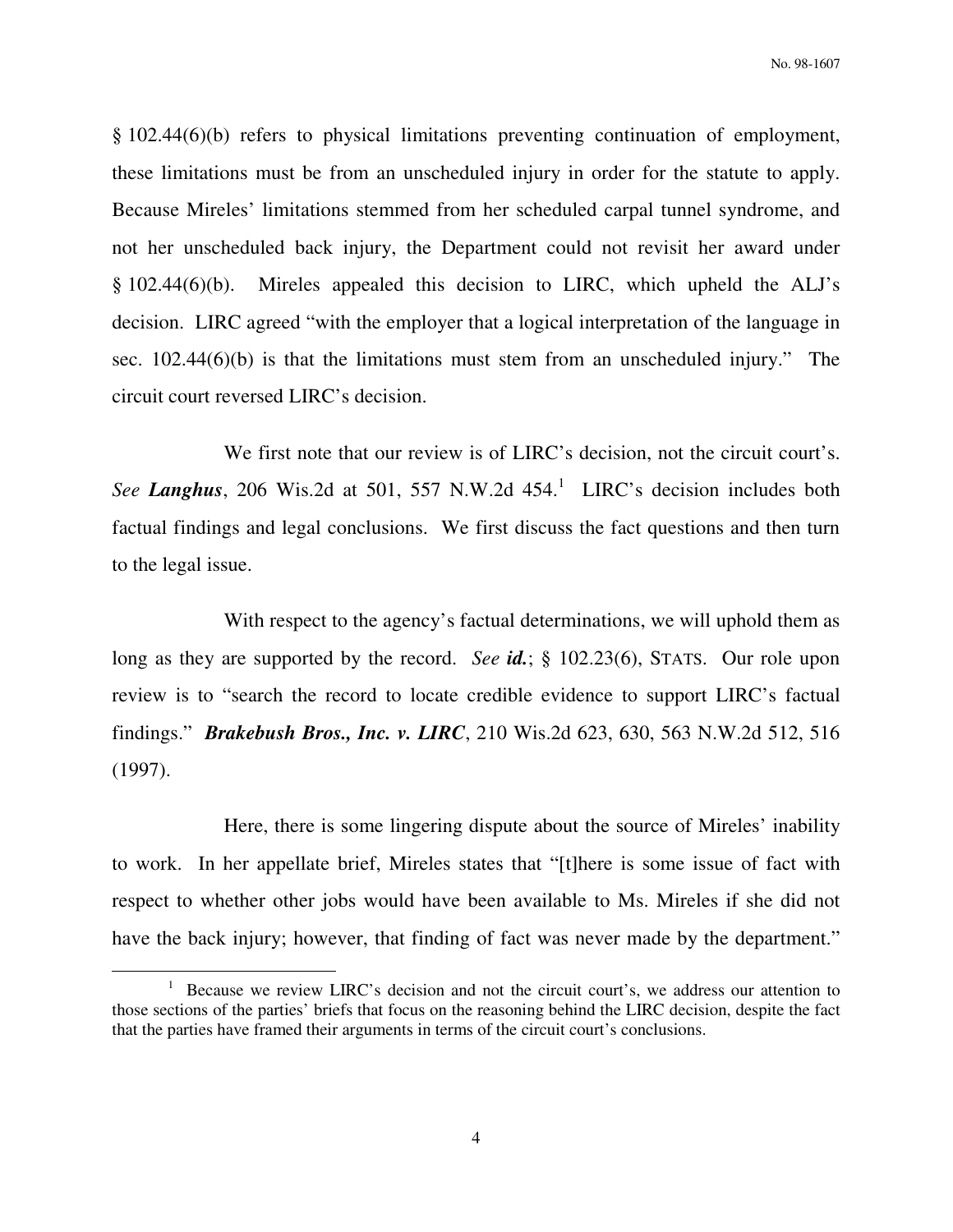§ 102.44(6)(b) refers to physical limitations preventing continuation of employment, these limitations must be from an unscheduled injury in order for the statute to apply. Because Mireles' limitations stemmed from her scheduled carpal tunnel syndrome, and not her unscheduled back injury, the Department could not revisit her award under § 102.44(6)(b). Mireles appealed this decision to LIRC, which upheld the ALJ's decision. LIRC agreed "with the employer that a logical interpretation of the language in sec. 102.44(6)(b) is that the limitations must stem from an unscheduled injury." The circuit court reversed LIRC's decision.

We first note that our review is of LIRC's decision, not the circuit court's. *See* ***Langhus***, 206 Wis.2d at 501, 557 N.W.2d 454.[1] LIRC's decision includes both factual findings and legal conclusions. We first discuss the fact questions and then turn to the legal issue.

With respect to the agency's factual determinations, we will uphold them as long as they are supported by the record. *See* ***id.***; § 102.23(6), STATS. Our role upon review is to "search the record to locate credible evidence to support LIRC's factual findings." ***Brakebush Bros., Inc. v. LIRC***, 210 Wis.2d 623, 630, 563 N.W.2d 512, 516 (1997).

Here, there is some lingering dispute about the source of Mireles' inability to work. In her appellate brief, Mireles states that "[t]here is some issue of fact with respect to whether other jobs would have been available to Ms. Mireles if she did not have the back injury; however, that finding of fact was never made by the department."

---

[1] Because we review LIRC's decision and not the circuit court's, we address our attention to those sections of the parties' briefs that focus on the reasoning behind the LIRC decision, despite the fact that the parties have framed their arguments in terms of the circuit court's conclusions.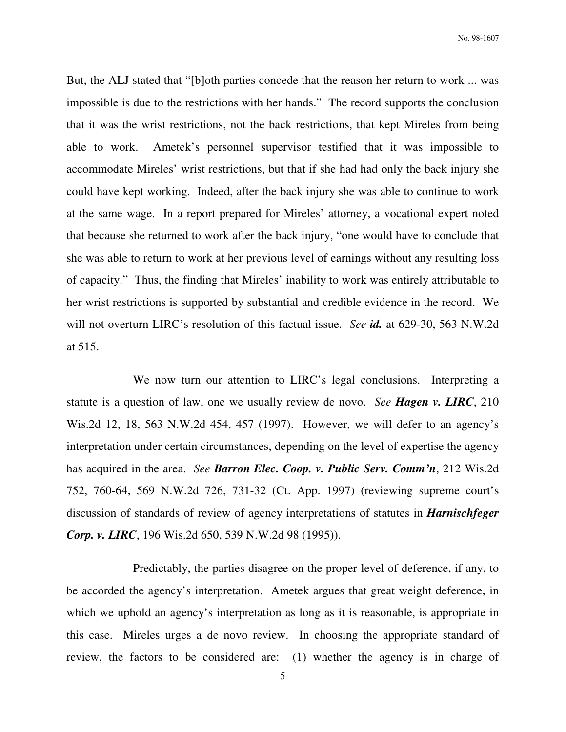But, the ALJ stated that "[b]oth parties concede that the reason her return to work ... was impossible is due to the restrictions with her hands." The record supports the conclusion that it was the wrist restrictions, not the back restrictions, that kept Mireles from being able to work. Ametek's personnel supervisor testified that it was impossible to accommodate Mireles' wrist restrictions, but that if she had had only the back injury she could have kept working. Indeed, after the back injury she was able to continue to work at the same wage. In a report prepared for Mireles' attorney, a vocational expert noted that because she returned to work after the back injury, "one would have to conclude that she was able to return to work at her previous level of earnings without any resulting loss of capacity." Thus, the finding that Mireles' inability to work was entirely attributable to her wrist restrictions is supported by substantial and credible evidence in the record. We will not overturn LIRC's resolution of this factual issue. *See* ***id.*** at 629-30, 563 N.W.2d at 515.

We now turn our attention to LIRC's legal conclusions. Interpreting a statute is a question of law, one we usually review de novo. *See* ***Hagen v. LIRC***, 210 Wis.2d 12, 18, 563 N.W.2d 454, 457 (1997). However, we will defer to an agency's interpretation under certain circumstances, depending on the level of expertise the agency has acquired in the area. *See* ***Barron Elec. Coop. v. Public Serv. Comm'n***, 212 Wis.2d 752, 760-64, 569 N.W.2d 726, 731-32 (Ct. App. 1997) (reviewing supreme court's discussion of standards of review of agency interpretations of statutes in ***Harnischfeger Corp. v. LIRC***, 196 Wis.2d 650, 539 N.W.2d 98 (1995)).

Predictably, the parties disagree on the proper level of deference, if any, to be accorded the agency's interpretation. Ametek argues that great weight deference, in which we uphold an agency's interpretation as long as it is reasonable, is appropriate in this case. Mireles urges a de novo review. In choosing the appropriate standard of review, the factors to be considered are: (1) whether the agency is in charge of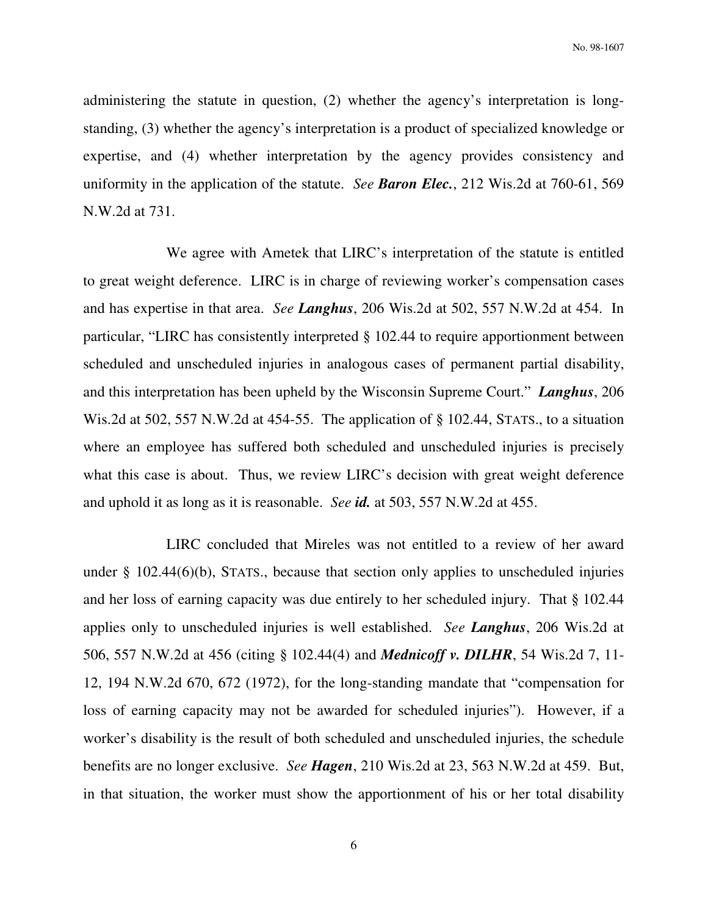administering the statute in question, (2) whether the agency's interpretation is long-standing, (3) whether the agency's interpretation is a product of specialized knowledge or expertise, and (4) whether interpretation by the agency provides consistency and uniformity in the application of the statute. *See **Baron Elec.***, 212 Wis.2d at 760-61, 569 N.W.2d at 731.

We agree with Ametek that LIRC's interpretation of the statute is entitled to great weight deference. LIRC is in charge of reviewing worker's compensation cases and has expertise in that area. *See **Langhus***, 206 Wis.2d at 502, 557 N.W.2d at 454. In particular, "LIRC has consistently interpreted § 102.44 to require apportionment between scheduled and unscheduled injuries in analogous cases of permanent partial disability, and this interpretation has been upheld by the Wisconsin Supreme Court." ***Langhus***, 206 Wis.2d at 502, 557 N.W.2d at 454-55. The application of § 102.44, STATS., to a situation where an employee has suffered both scheduled and unscheduled injuries is precisely what this case is about. Thus, we review LIRC's decision with great weight deference and uphold it as long as it is reasonable. *See **id.*** at 503, 557 N.W.2d at 455.

LIRC concluded that Mireles was not entitled to a review of her award under § 102.44(6)(b), STATS., because that section only applies to unscheduled injuries and her loss of earning capacity was due entirely to her scheduled injury. That § 102.44 applies only to unscheduled injuries is well established. *See **Langhus***, 206 Wis.2d at 506, 557 N.W.2d at 456 (citing § 102.44(4) and ***Mednicoff v. DILHR***, 54 Wis.2d 7, 11-12, 194 N.W.2d 670, 672 (1972), for the long-standing mandate that "compensation for loss of earning capacity may not be awarded for scheduled injuries"). However, if a worker's disability is the result of both scheduled and unscheduled injuries, the schedule benefits are no longer exclusive. *See **Hagen***, 210 Wis.2d at 23, 563 N.W.2d at 459. But, in that situation, the worker must show the apportionment of his or her total disability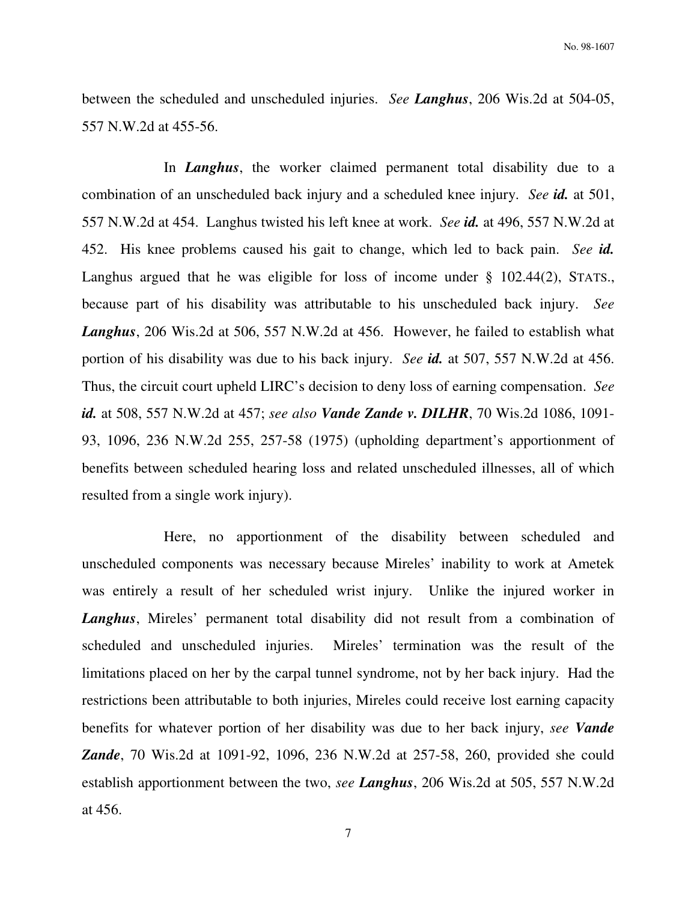between the scheduled and unscheduled injuries. *See* ***Langhus***, 206 Wis.2d at 504-05, 557 N.W.2d at 455-56.

In ***Langhus***, the worker claimed permanent total disability due to a combination of an unscheduled back injury and a scheduled knee injury. *See* ***id.*** at 501, 557 N.W.2d at 454. Langhus twisted his left knee at work. *See* ***id.*** at 496, 557 N.W.2d at 452. His knee problems caused his gait to change, which led to back pain. *See* ***id.*** Langhus argued that he was eligible for loss of income under § 102.44(2), STATS., because part of his disability was attributable to his unscheduled back injury. *See* ***Langhus***, 206 Wis.2d at 506, 557 N.W.2d at 456. However, he failed to establish what portion of his disability was due to his back injury. *See* ***id.*** at 507, 557 N.W.2d at 456. Thus, the circuit court upheld LIRC's decision to deny loss of earning compensation. *See* ***id.*** at 508, 557 N.W.2d at 457; *see also* ***Vande Zande v. DILHR***, 70 Wis.2d 1086, 1091-93, 1096, 236 N.W.2d 255, 257-58 (1975) (upholding department's apportionment of benefits between scheduled hearing loss and related unscheduled illnesses, all of which resulted from a single work injury).

Here, no apportionment of the disability between scheduled and unscheduled components was necessary because Mireles' inability to work at Ametek was entirely a result of her scheduled wrist injury. Unlike the injured worker in ***Langhus***, Mireles' permanent total disability did not result from a combination of scheduled and unscheduled injuries. Mireles' termination was the result of the limitations placed on her by the carpal tunnel syndrome, not by her back injury. Had the restrictions been attributable to both injuries, Mireles could receive lost earning capacity benefits for whatever portion of her disability was due to her back injury, *see* ***Vande Zande***, 70 Wis.2d at 1091-92, 1096, 236 N.W.2d at 257-58, 260, provided she could establish apportionment between the two, *see* ***Langhus***, 206 Wis.2d at 505, 557 N.W.2d at 456.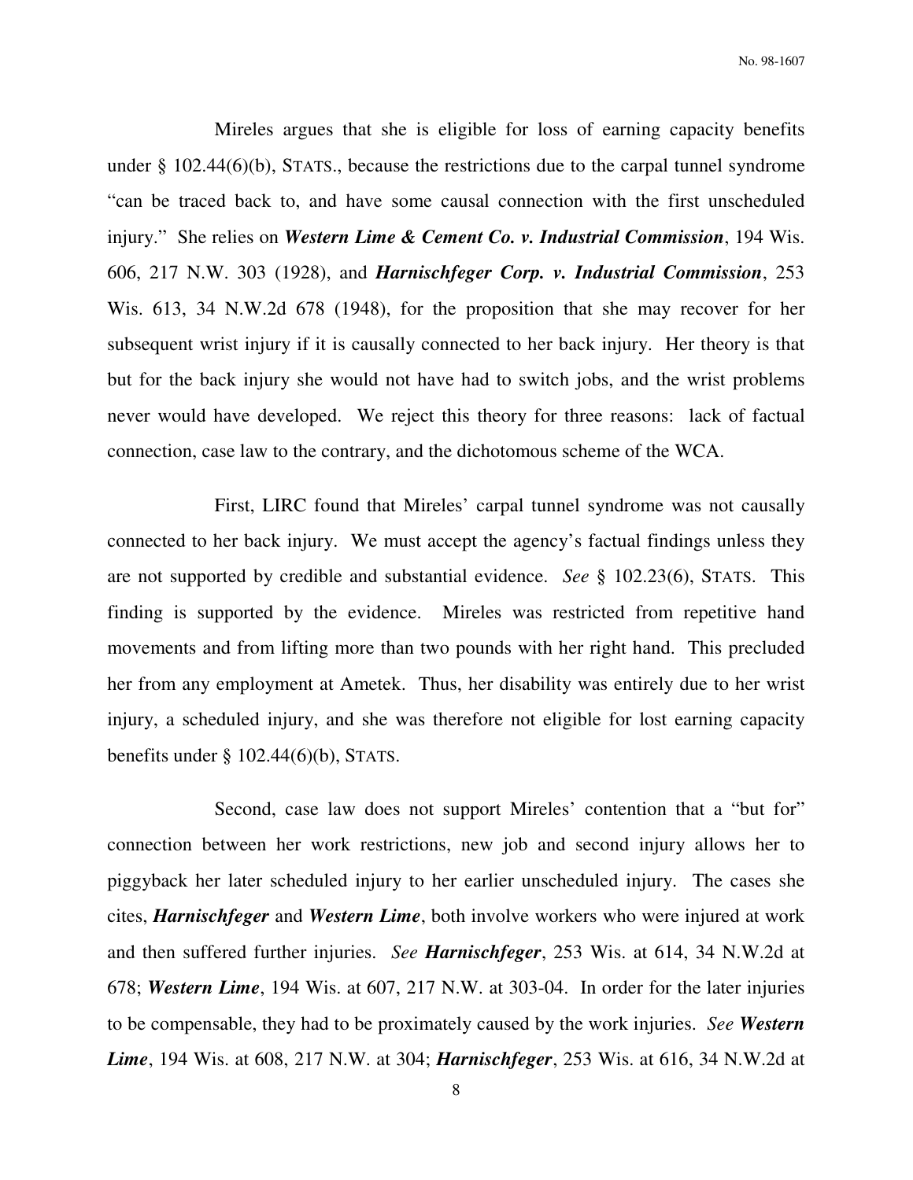Mireles argues that she is eligible for loss of earning capacity benefits under § 102.44(6)(b), STATS., because the restrictions due to the carpal tunnel syndrome "can be traced back to, and have some causal connection with the first unscheduled injury." She relies on ***Western Lime & Cement Co. v. Industrial Commission***, 194 Wis. 606, 217 N.W. 303 (1928), and ***Harnischfeger Corp. v. Industrial Commission***, 253 Wis. 613, 34 N.W.2d 678 (1948), for the proposition that she may recover for her subsequent wrist injury if it is causally connected to her back injury. Her theory is that but for the back injury she would not have had to switch jobs, and the wrist problems never would have developed. We reject this theory for three reasons: lack of factual connection, case law to the contrary, and the dichotomous scheme of the WCA.

First, LIRC found that Mireles' carpal tunnel syndrome was not causally connected to her back injury. We must accept the agency's factual findings unless they are not supported by credible and substantial evidence. *See* § 102.23(6), STATS. This finding is supported by the evidence. Mireles was restricted from repetitive hand movements and from lifting more than two pounds with her right hand. This precluded her from any employment at Ametek. Thus, her disability was entirely due to her wrist injury, a scheduled injury, and she was therefore not eligible for lost earning capacity benefits under § 102.44(6)(b), STATS.

Second, case law does not support Mireles' contention that a "but for" connection between her work restrictions, new job and second injury allows her to piggyback her later scheduled injury to her earlier unscheduled injury. The cases she cites, ***Harnischfeger*** and ***Western Lime***, both involve workers who were injured at work and then suffered further injuries. *See* ***Harnischfeger***, 253 Wis. at 614, 34 N.W.2d at 678; ***Western Lime***, 194 Wis. at 607, 217 N.W. at 303-04. In order for the later injuries to be compensable, they had to be proximately caused by the work injuries. *See* ***Western Lime***, 194 Wis. at 608, 217 N.W. at 304; ***Harnischfeger***, 253 Wis. at 616, 34 N.W.2d at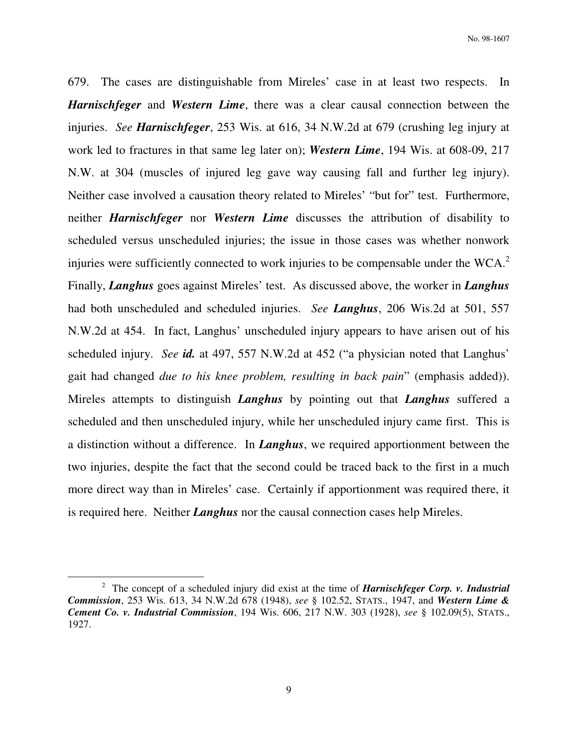679. The cases are distinguishable from Mireles' case in at least two respects. In ***Harnischfeger*** and ***Western Lime***, there was a clear causal connection between the injuries. *See* ***Harnischfeger***, 253 Wis. at 616, 34 N.W.2d at 679 (crushing leg injury at work led to fractures in that same leg later on); ***Western Lime***, 194 Wis. at 608-09, 217 N.W. at 304 (muscles of injured leg gave way causing fall and further leg injury). Neither case involved a causation theory related to Mireles' "but for" test. Furthermore, neither ***Harnischfeger*** nor ***Western Lime*** discusses the attribution of disability to scheduled versus unscheduled injuries; the issue in those cases was whether nonwork injuries were sufficiently connected to work injuries to be compensable under the WCA.[2] Finally, ***Langhus*** goes against Mireles' test. As discussed above, the worker in ***Langhus*** had both unscheduled and scheduled injuries. *See* ***Langhus***, 206 Wis.2d at 501, 557 N.W.2d at 454. In fact, Langhus' unscheduled injury appears to have arisen out of his scheduled injury. *See* ***id.*** at 497, 557 N.W.2d at 452 ("a physician noted that Langhus' gait had changed *due to his knee problem, resulting in back pain*" (emphasis added)). Mireles attempts to distinguish ***Langhus*** by pointing out that ***Langhus*** suffered a scheduled and then unscheduled injury, while her unscheduled injury came first. This is a distinction without a difference. In ***Langhus***, we required apportionment between the two injuries, despite the fact that the second could be traced back to the first in a much more direct way than in Mireles' case. Certainly if apportionment was required there, it is required here. Neither ***Langhus*** nor the causal connection cases help Mireles.

---

[2] The concept of a scheduled injury did exist at the time of ***Harnischfeger Corp. v. Industrial Commission***, 253 Wis. 613, 34 N.W.2d 678 (1948), *see* § 102.52, STATS., 1947, and ***Western Lime & Cement Co. v. Industrial Commission***, 194 Wis. 606, 217 N.W. 303 (1928), *see* § 102.09(5), STATS., 1927.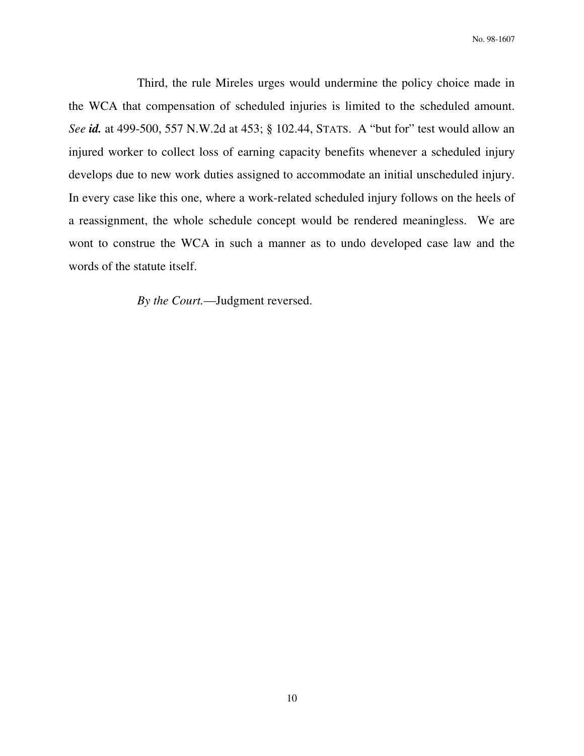Third, the rule Mireles urges would undermine the policy choice made in the WCA that compensation of scheduled injuries is limited to the scheduled amount. *See* ***id.*** at 499-500, 557 N.W.2d at 453; § 102.44, STATS. A "but for" test would allow an injured worker to collect loss of earning capacity benefits whenever a scheduled injury develops due to new work duties assigned to accommodate an initial unscheduled injury. In every case like this one, where a work-related scheduled injury follows on the heels of a reassignment, the whole schedule concept would be rendered meaningless. We are wont to construe the WCA in such a manner as to undo developed case law and the words of the statute itself.

*By the Court.*—Judgment reversed.